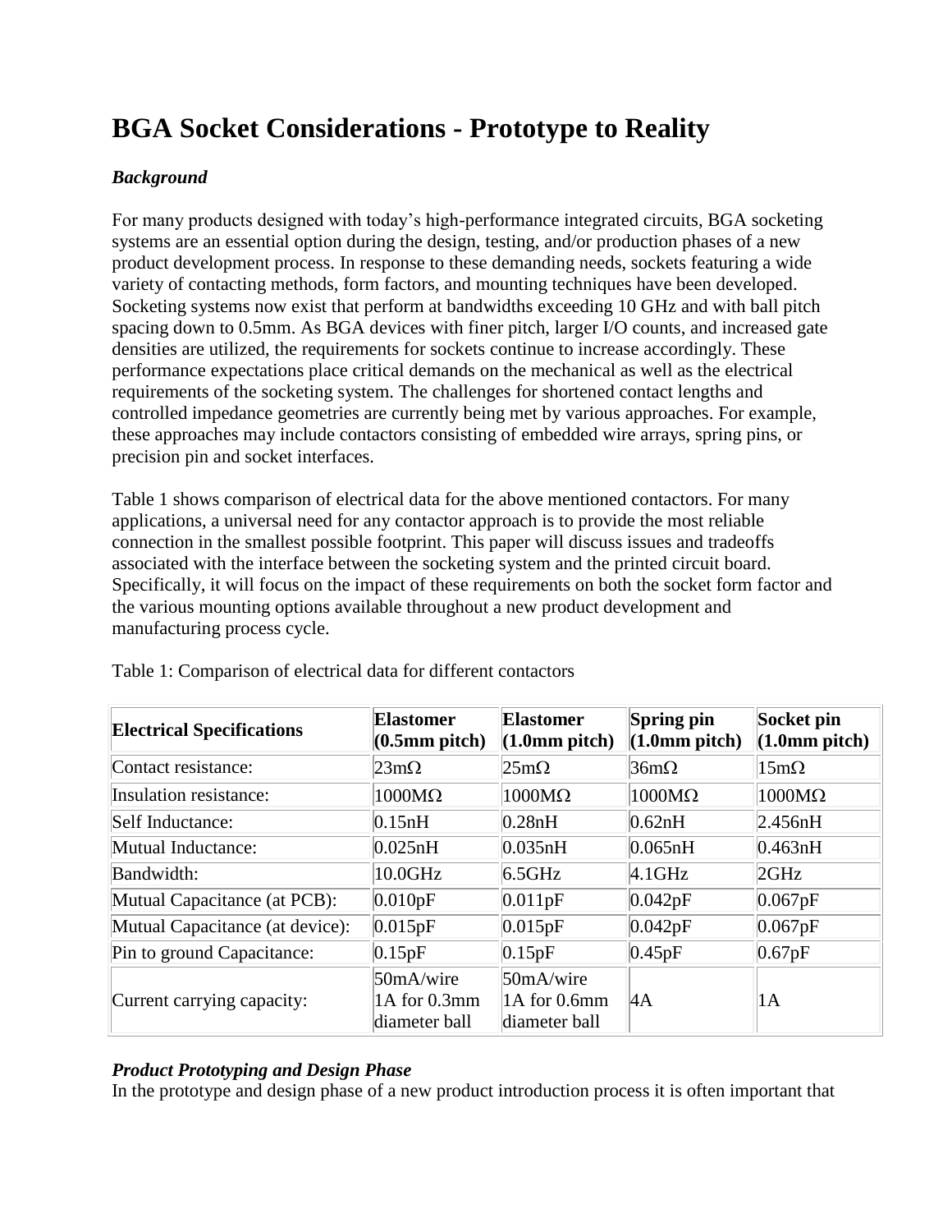# BGA Socket Considerations - Prototype to Reality

***Background***

For many products designed with today's high-performance integrated circuits, BGA socketing systems are an essential option during the design, testing, and/or production phases of a new product development process. In response to these demanding needs, sockets featuring a wide variety of contacting methods, form factors, and mounting techniques have been developed. Socketing systems now exist that perform at bandwidths exceeding 10 GHz and with ball pitch spacing down to 0.5mm. As BGA devices with finer pitch, larger I/O counts, and increased gate densities are utilized, the requirements for sockets continue to increase accordingly. These performance expectations place critical demands on the mechanical as well as the electrical requirements of the socketing system. The challenges for shortened contact lengths and controlled impedance geometries are currently being met by various approaches. For example, these approaches may include contactors consisting of embedded wire arrays, spring pins, or precision pin and socket interfaces.

Table 1 shows comparison of electrical data for the above mentioned contactors. For many applications, a universal need for any contactor approach is to provide the most reliable connection in the smallest possible footprint. This paper will discuss issues and tradeoffs associated with the interface between the socketing system and the printed circuit board. Specifically, it will focus on the impact of these requirements on both the socket form factor and the various mounting options available throughout a new product development and manufacturing process cycle.

Table 1: Comparison of electrical data for different contactors

| Electrical Specifications | Elastomer (0.5mm pitch) | Elastomer (1.0mm pitch) | Spring pin (1.0mm pitch) | Socket pin (1.0mm pitch) |
|---|---|---|---|---|
| Contact resistance: | 23mΩ | 25mΩ | 36mΩ | 15mΩ |
| Insulation resistance: | 1000MΩ | 1000MΩ | 1000MΩ | 1000MΩ |
| Self Inductance: | 0.15nH | 0.28nH | 0.62nH | 2.456nH |
| Mutual Inductance: | 0.025nH | 0.035nH | 0.065nH | 0.463nH |
| Bandwidth: | 10.0GHz | 6.5GHz | 4.1GHz | 2GHz |
| Mutual Capacitance (at PCB): | 0.010pF | 0.011pF | 0.042pF | 0.067pF |
| Mutual Capacitance (at device): | 0.015pF | 0.015pF | 0.042pF | 0.067pF |
| Pin to ground Capacitance: | 0.15pF | 0.15pF | 0.45pF | 0.67pF |
| Current carrying capacity: | 50mA/wire 1A for 0.3mm diameter ball | 50mA/wire 1A for 0.6mm diameter ball | 4A | 1A |

***Product Prototyping and Design Phase***

In the prototype and design phase of a new product introduction process it is often important that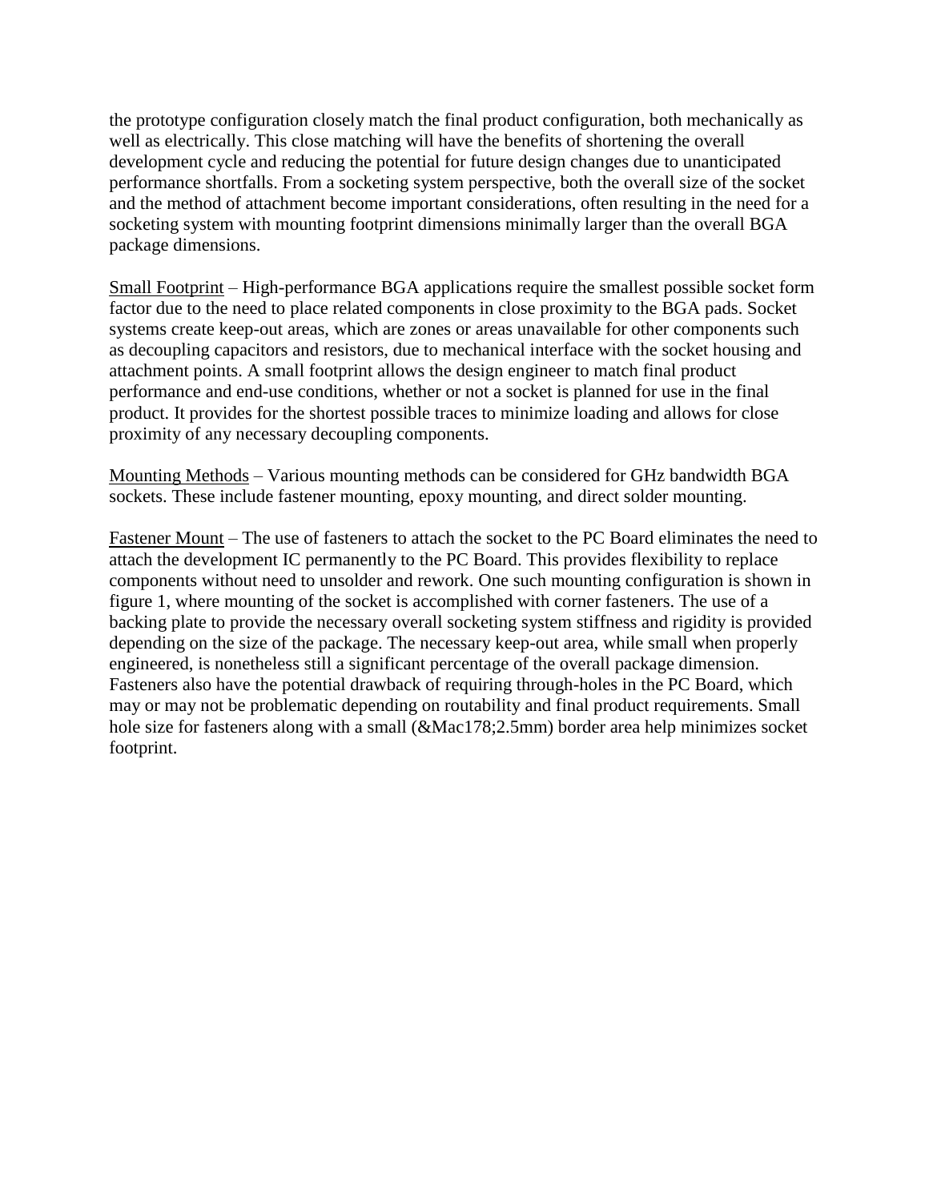the prototype configuration closely match the final product configuration, both mechanically as well as electrically. This close matching will have the benefits of shortening the overall development cycle and reducing the potential for future design changes due to unanticipated performance shortfalls. From a socketing system perspective, both the overall size of the socket and the method of attachment become important considerations, often resulting in the need for a socketing system with mounting footprint dimensions minimally larger than the overall BGA package dimensions.

Small Footprint – High-performance BGA applications require the smallest possible socket form factor due to the need to place related components in close proximity to the BGA pads. Socket systems create keep-out areas, which are zones or areas unavailable for other components such as decoupling capacitors and resistors, due to mechanical interface with the socket housing and attachment points. A small footprint allows the design engineer to match final product performance and end-use conditions, whether or not a socket is planned for use in the final product. It provides for the shortest possible traces to minimize loading and allows for close proximity of any necessary decoupling components.

Mounting Methods – Various mounting methods can be considered for GHz bandwidth BGA sockets. These include fastener mounting, epoxy mounting, and direct solder mounting.

Fastener Mount – The use of fasteners to attach the socket to the PC Board eliminates the need to attach the development IC permanently to the PC Board. This provides flexibility to replace components without need to unsolder and rework. One such mounting configuration is shown in figure 1, where mounting of the socket is accomplished with corner fasteners. The use of a backing plate to provide the necessary overall socketing system stiffness and rigidity is provided depending on the size of the package. The necessary keep-out area, while small when properly engineered, is nonetheless still a significant percentage of the overall package dimension. Fasteners also have the potential drawback of requiring through-holes in the PC Board, which may or may not be problematic depending on routability and final product requirements. Small hole size for fasteners along with a small (&Mac178;2.5mm) border area help minimizes socket footprint.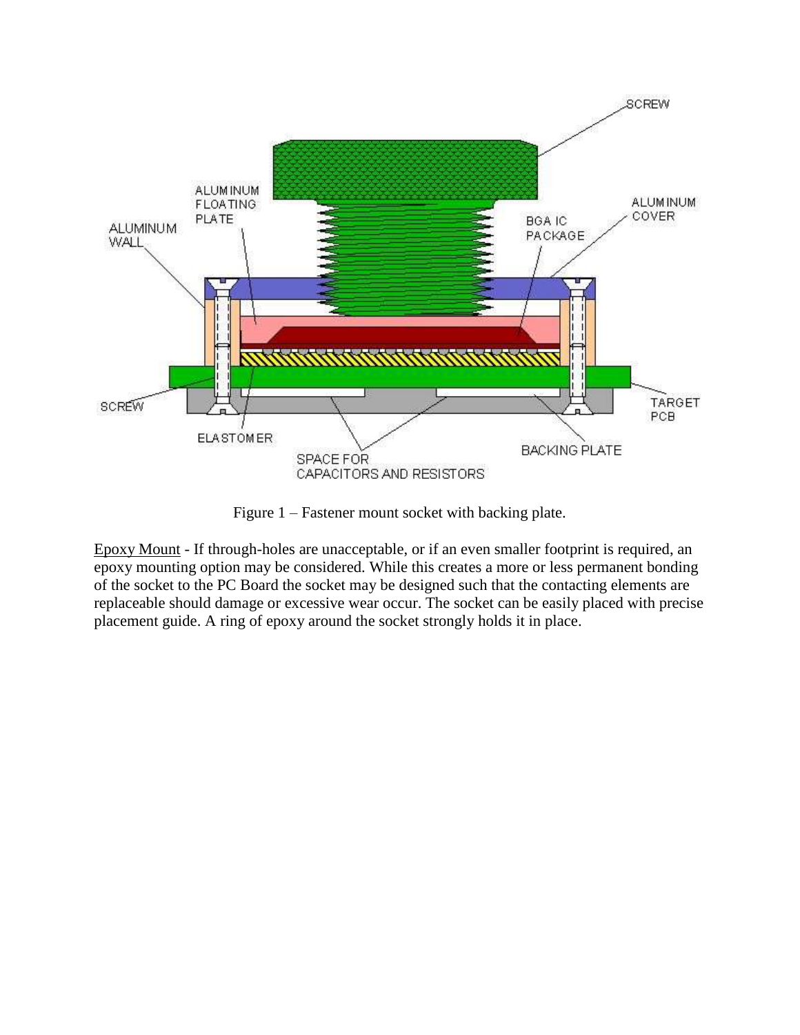Figure 1 – Fastener mount socket with backing plate.

Epoxy Mount - If through-holes are unacceptable, or if an even smaller footprint is required, an epoxy mounting option may be considered. While this creates a more or less permanent bonding of the socket to the PC Board the socket may be designed such that the contacting elements are replaceable should damage or excessive wear occur. The socket can be easily placed with precise placement guide. A ring of epoxy around the socket strongly holds it in place.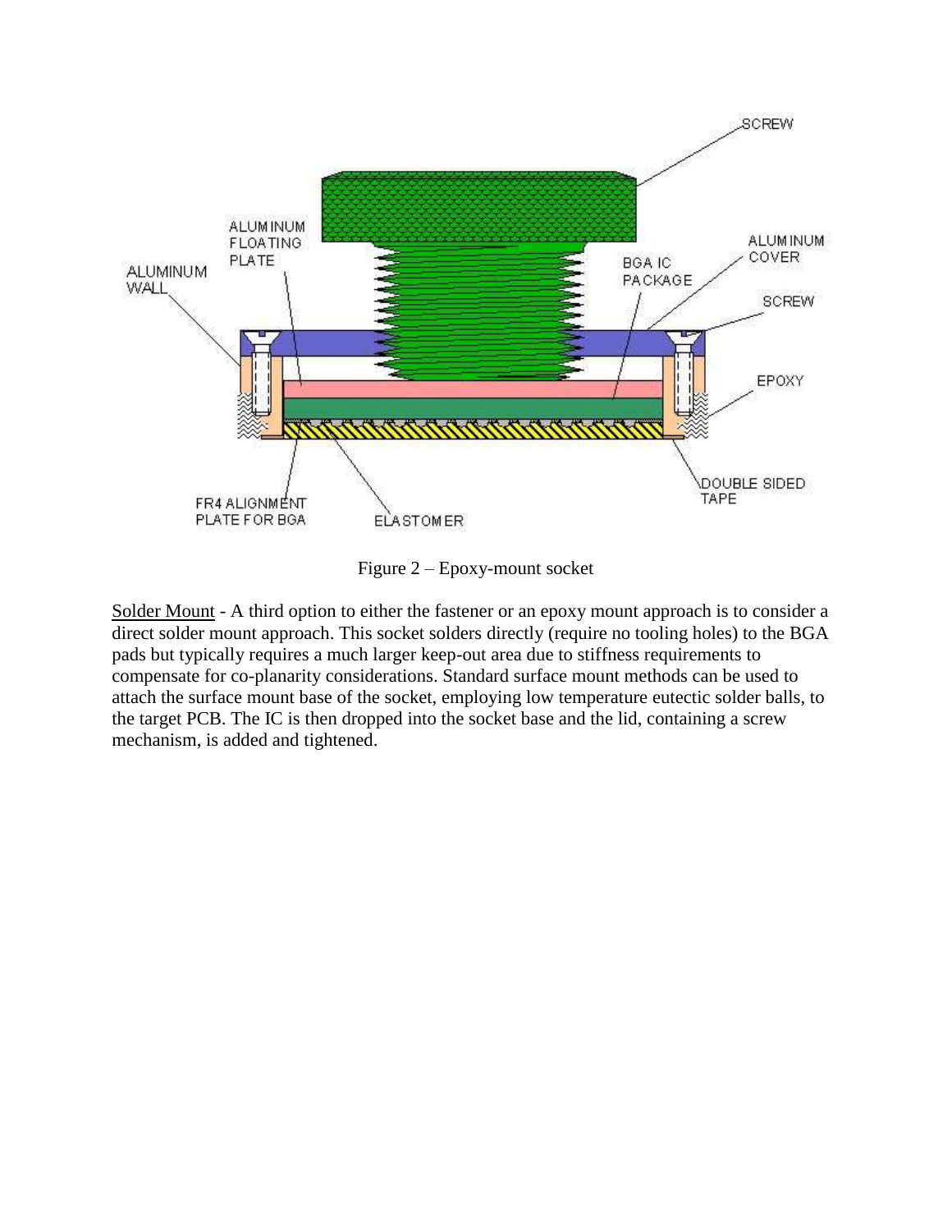Figure 2 – Epoxy-mount socket

Solder Mount - A third option to either the fastener or an epoxy mount approach is to consider a direct solder mount approach. This socket solders directly (require no tooling holes) to the BGA pads but typically requires a much larger keep-out area due to stiffness requirements to compensate for co-planarity considerations. Standard surface mount methods can be used to attach the surface mount base of the socket, employing low temperature eutectic solder balls, to the target PCB. The IC is then dropped into the socket base and the lid, containing a screw mechanism, is added and tightened.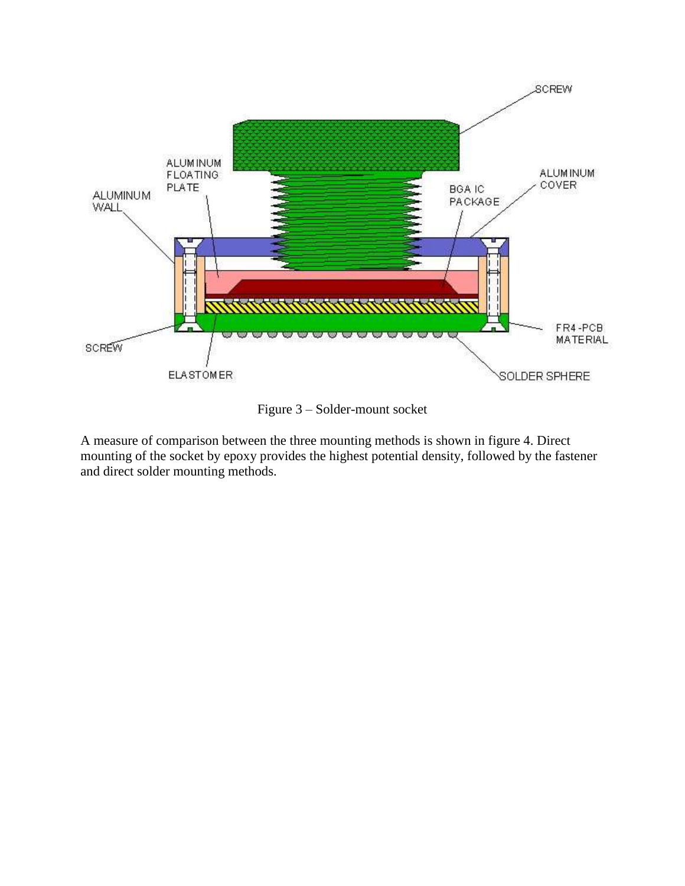Figure 3 – Solder-mount socket

A measure of comparison between the three mounting methods is shown in figure 4. Direct mounting of the socket by epoxy provides the highest potential density, followed by the fastener and direct solder mounting methods.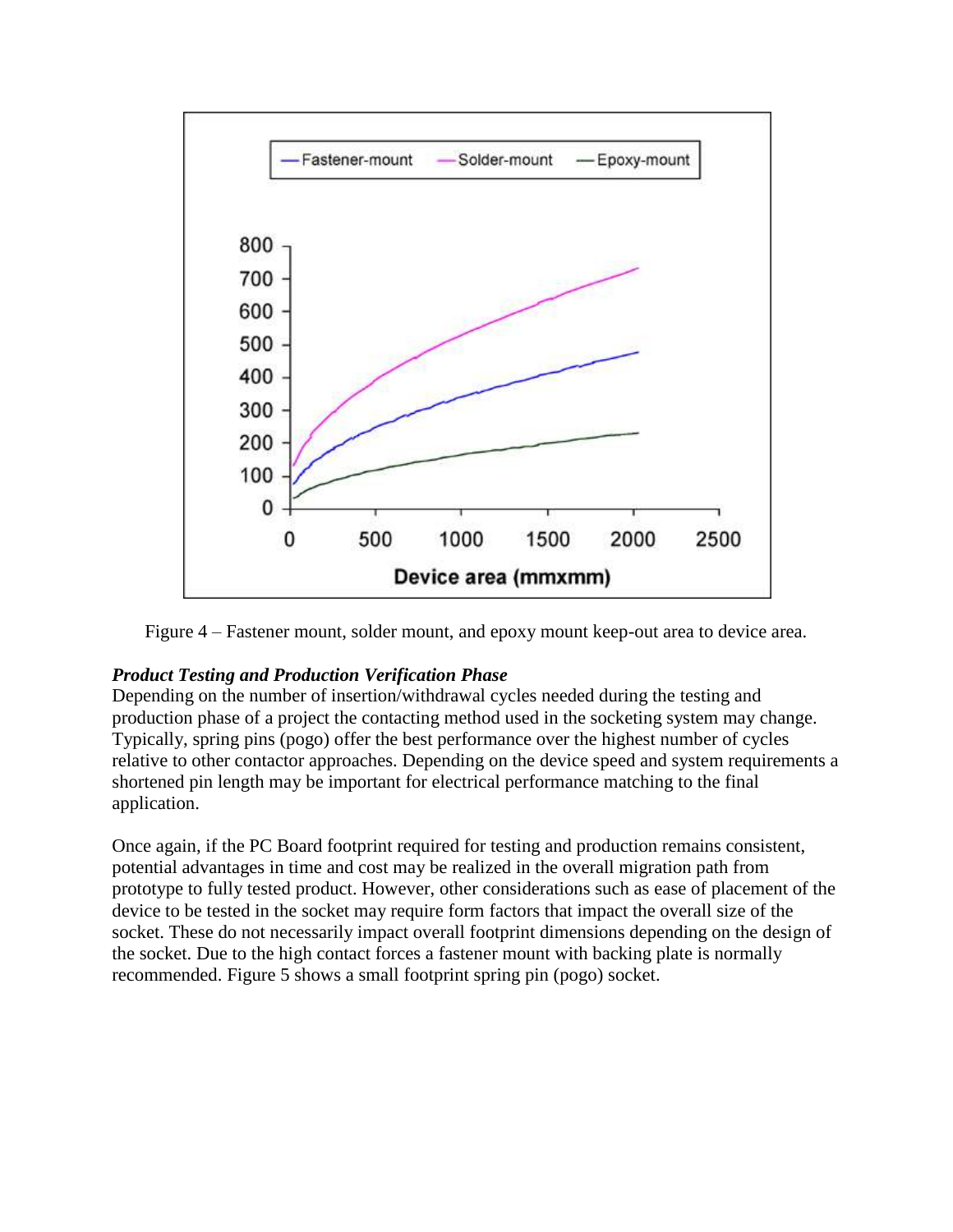Figure 4 – Fastener mount, solder mount, and epoxy mount keep-out area to device area.

### *Product Testing and Production Verification Phase*

Depending on the number of insertion/withdrawal cycles needed during the testing and production phase of a project the contacting method used in the socketing system may change. Typically, spring pins (pogo) offer the best performance over the highest number of cycles relative to other contactor approaches. Depending on the device speed and system requirements a shortened pin length may be important for electrical performance matching to the final application.

Once again, if the PC Board footprint required for testing and production remains consistent, potential advantages in time and cost may be realized in the overall migration path from prototype to fully tested product. However, other considerations such as ease of placement of the device to be tested in the socket may require form factors that impact the overall size of the socket. These do not necessarily impact overall footprint dimensions depending on the design of the socket. Due to the high contact forces a fastener mount with backing plate is normally recommended. Figure 5 shows a small footprint spring pin (pogo) socket.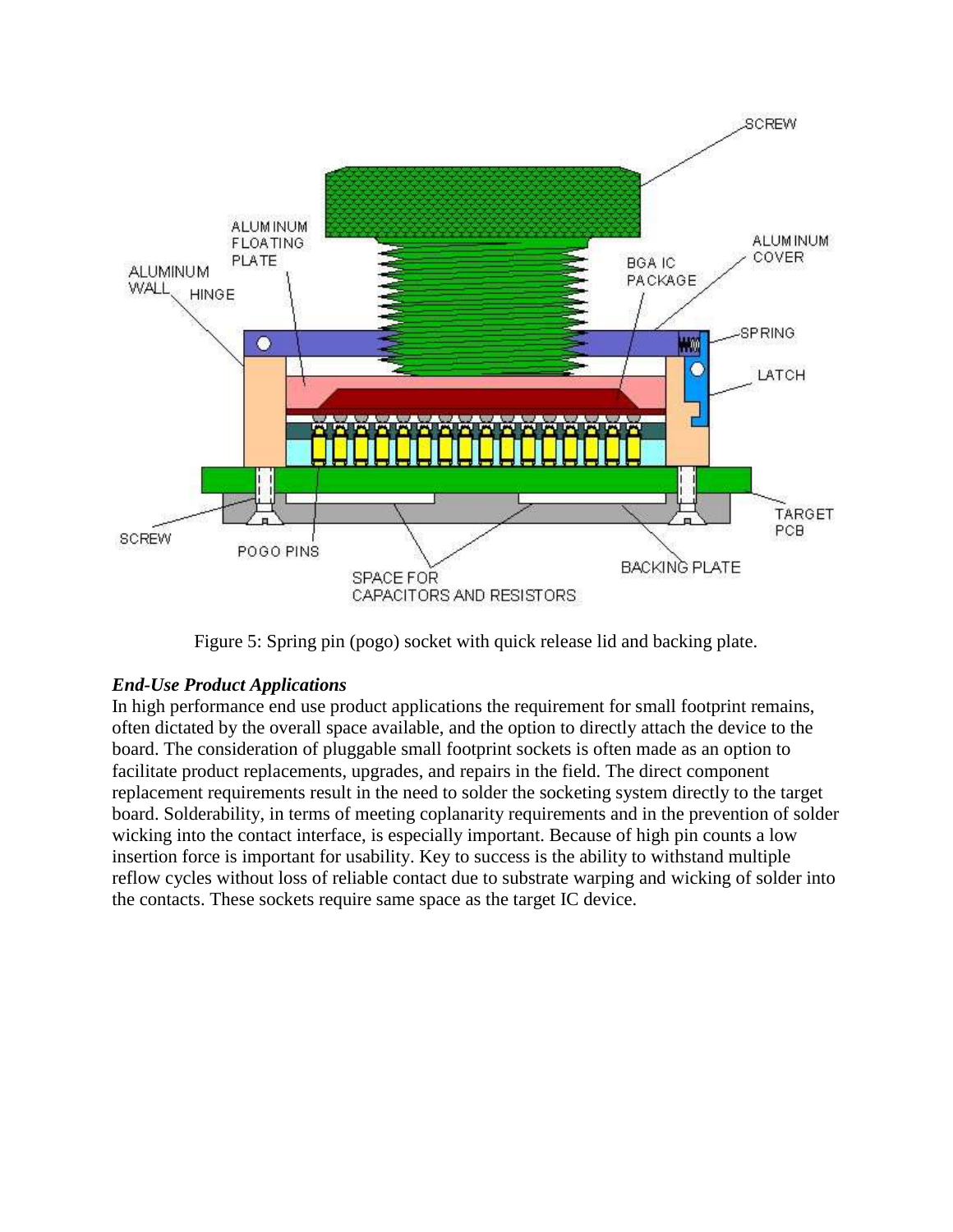Figure 5: Spring pin (pogo) socket with quick release lid and backing plate.

### *End-Use Product Applications*

In high performance end use product applications the requirement for small footprint remains, often dictated by the overall space available, and the option to directly attach the device to the board. The consideration of pluggable small footprint sockets is often made as an option to facilitate product replacements, upgrades, and repairs in the field. The direct component replacement requirements result in the need to solder the socketing system directly to the target board. Solderability, in terms of meeting coplanarity requirements and in the prevention of solder wicking into the contact interface, is especially important. Because of high pin counts a low insertion force is important for usability. Key to success is the ability to withstand multiple reflow cycles without loss of reliable contact due to substrate warping and wicking of solder into the contacts. These sockets require same space as the target IC device.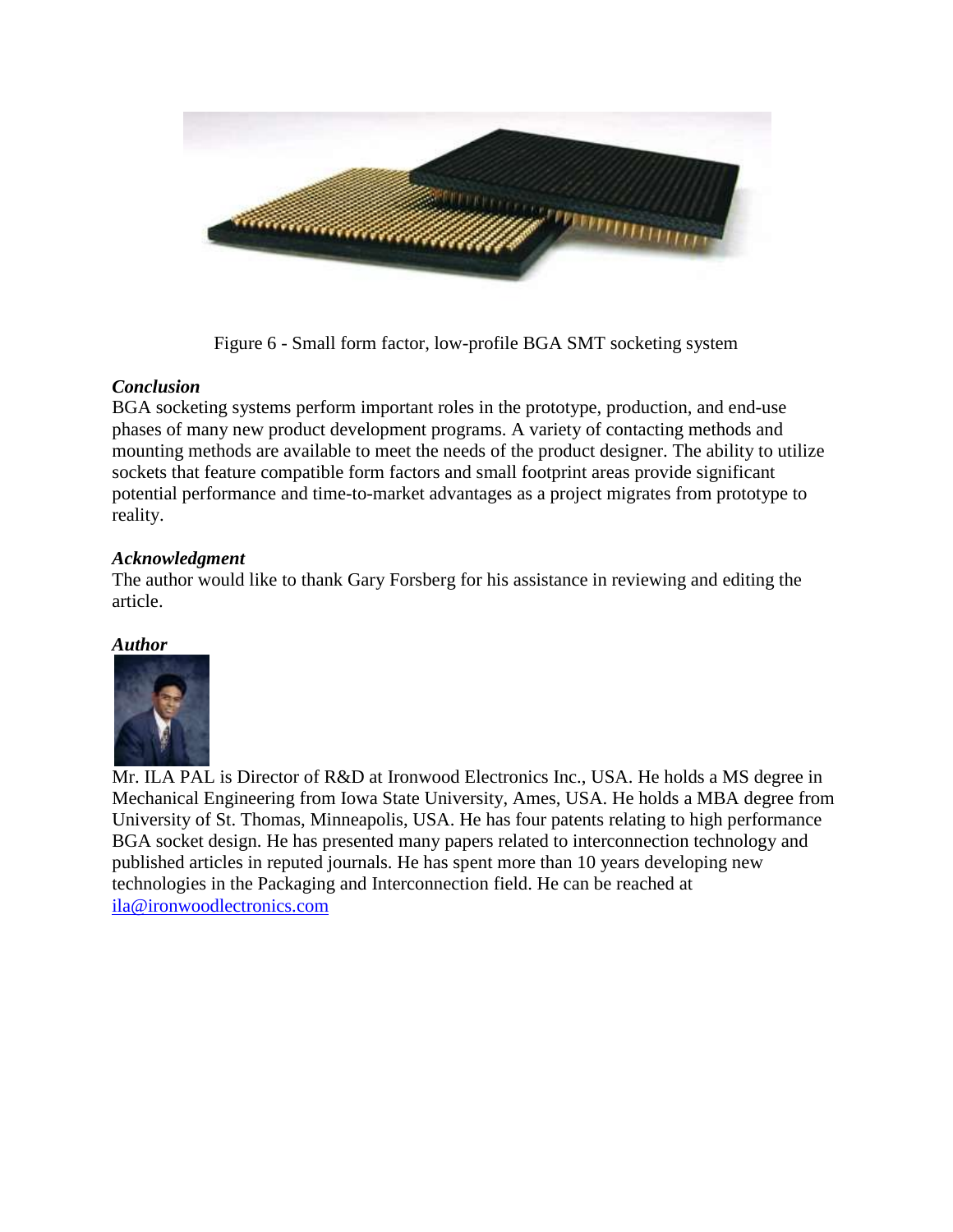Figure 6 - Small form factor, low-profile BGA SMT socketing system

### *Conclusion*

BGA socketing systems perform important roles in the prototype, production, and end-use phases of many new product development programs. A variety of contacting methods and mounting methods are available to meet the needs of the product designer. The ability to utilize sockets that feature compatible form factors and small footprint areas provide significant potential performance and time-to-market advantages as a project migrates from prototype to reality.

### *Acknowledgment*

The author would like to thank Gary Forsberg for his assistance in reviewing and editing the article.

### *Author*

Mr. ILA PAL is Director of R&D at Ironwood Electronics Inc., USA. He holds a MS degree in Mechanical Engineering from Iowa State University, Ames, USA. He holds a MBA degree from University of St. Thomas, Minneapolis, USA. He has four patents relating to high performance BGA socket design. He has presented many papers related to interconnection technology and published articles in reputed journals. He has spent more than 10 years developing new technologies in the Packaging and Interconnection field. He can be reached at ila@ironwoodlectronics.com